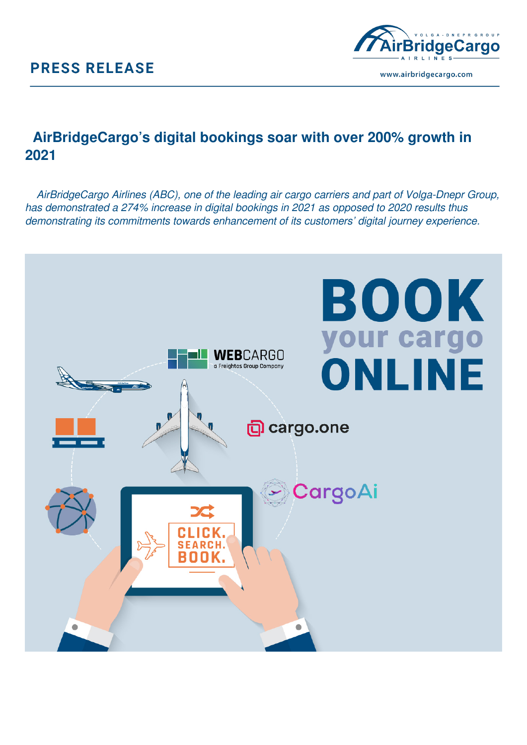PRESS RELEASE

# AirBridgeCargo's digital bookings soar with over 200% growth in 2021

*AirBridgeCargo Airlines (ABC), one of the leading air cargo carriers and part of Volga-Dnepr Group, has demonstrated a 274% increase in digital bookings in 2021 as opposed to 2020 results thus demonstrating its commitments towards enhancement of its customers' digital journey experience.*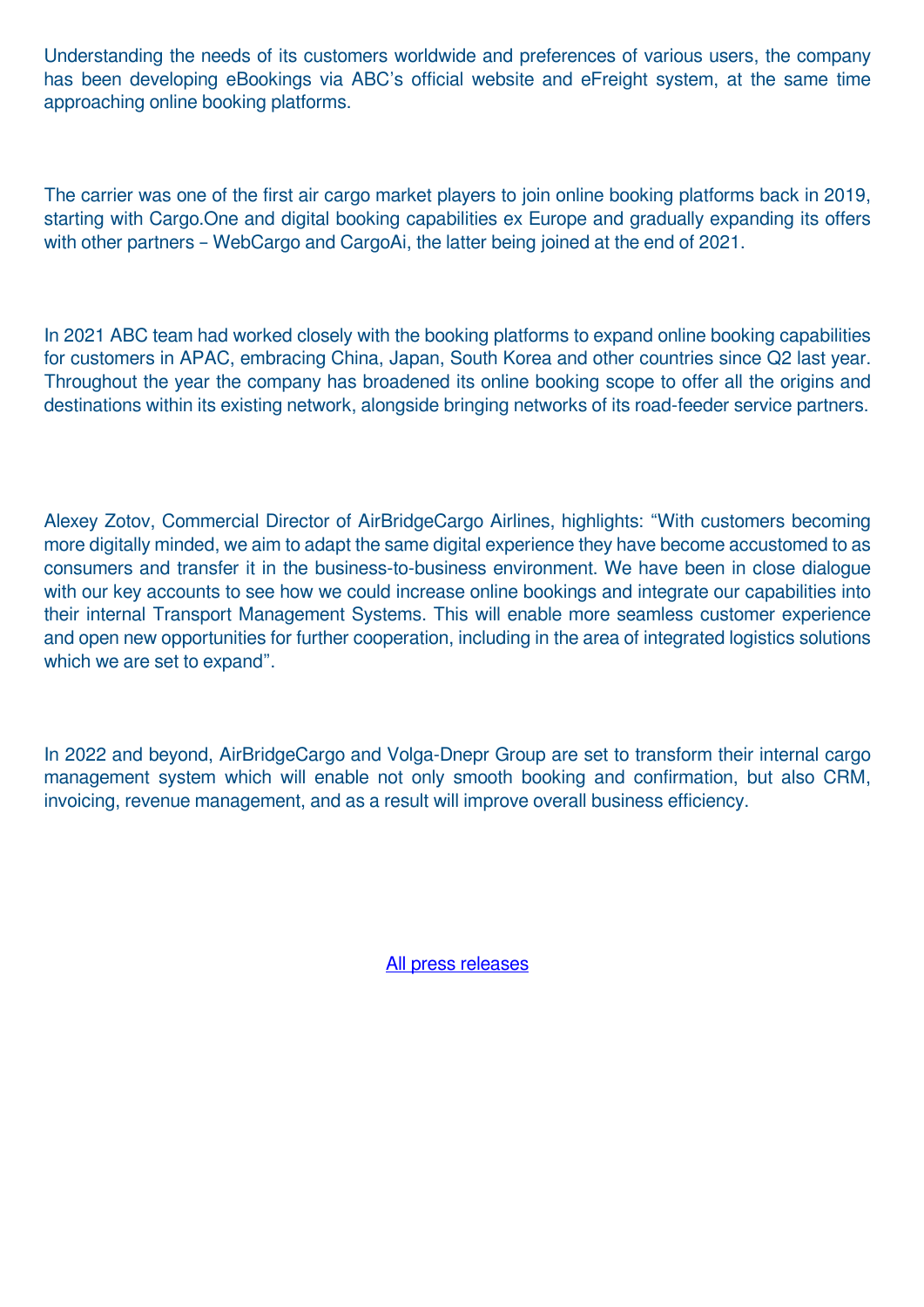Understanding the needs of its customers worldwide and preferences of various users, the company has been developing eBookings via ABC's official website and eFreight system, at the same time approaching online booking platforms.

The carrier was one of the first air cargo market players to join online booking platforms back in 2019, starting with Cargo.One and digital booking capabilities ex Europe and gradually expanding its offers with other partners – WebCargo and CargoAi, the latter being joined at the end of 2021.

In 2021 ABC team had worked closely with the booking platforms to expand online booking capabilities for customers in APAC, embracing China, Japan, South Korea and other countries since Q2 last year. Throughout the year the company has broadened its online booking scope to offer all the origins and destinations within its existing network, alongside bringing networks of its road-feeder service partners.

Alexey Zotov, Commercial Director of AirBridgeCargo Airlines, highlights: "With customers becoming more digitally minded, we aim to adapt the same digital experience they have become accustomed to as consumers and transfer it in the business-to-business environment. We have been in close dialogue with our key accounts to see how we could increase online bookings and integrate our capabilities into their internal Transport Management Systems. This will enable more seamless customer experience and open new opportunities for further cooperation, including in the area of integrated logistics solutions which we are set to expand".

In 2022 and beyond, AirBridgeCargo and Volga-Dnepr Group are set to transform their internal cargo management system which will enable not only smooth booking and confirmation, but also CRM, invoicing, revenue management, and as a result will improve overall business efficiency.

All press releases